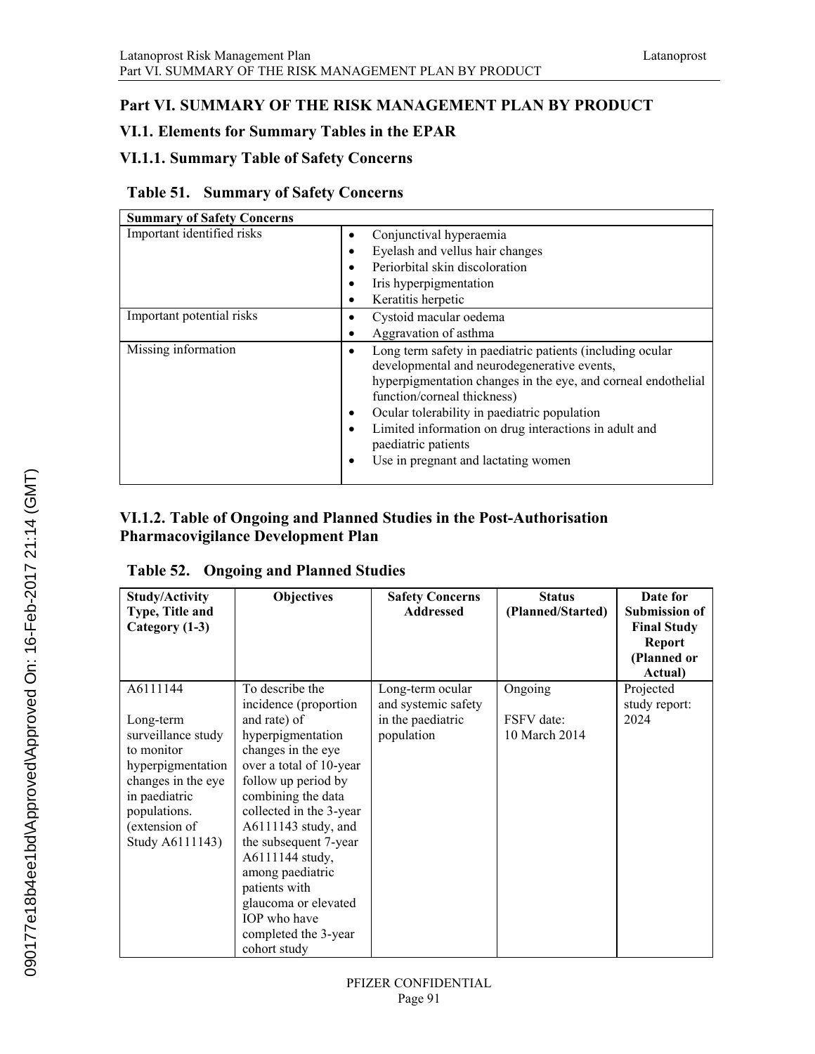# Part VI. SUMMARY OF THE RISK MANAGEMENT PLAN BY PRODUCT

## VI.1. Elements for Summary Tables in the EPAR

### VI.1.1. Summary Table of Safety Concerns

**Table 51. Summary of Safety Concerns**

| Summary of Safety Concerns | |
|---|---|
| Important identified risks | • Conjunctival hyperaemia<br>• Eyelash and vellus hair changes<br>• Periorbital skin discoloration<br>• Iris hyperpigmentation<br>• Keratitis herpetic |
| Important potential risks | • Cystoid macular oedema<br>• Aggravation of asthma |
| Missing information | • Long term safety in paediatric patients (including ocular developmental and neurodegenerative events, hyperpigmentation changes in the eye, and corneal endothelial function/corneal thickness)<br>• Ocular tolerability in paediatric population<br>• Limited information on drug interactions in adult and paediatric patients<br>• Use in pregnant and lactating women |

### VI.1.2. Table of Ongoing and Planned Studies in the Post-Authorisation Pharmacovigilance Development Plan

**Table 52. Ongoing and Planned Studies**

| Study/Activity Type, Title and Category (1-3) | Objectives | Safety Concerns Addressed | Status (Planned/Started) | Date for Submission of Final Study Report (Planned or Actual) |
|---|---|---|---|---|
| A6111144<br><br>Long-term surveillance study to monitor hyperpigmentation changes in the eye in paediatric populations. (extension of Study A6111143) | To describe the incidence (proportion and rate) of hyperpigmentation changes in the eye over a total of 10-year follow up period by combining the data collected in the 3-year A6111143 study, and the subsequent 7-year A6111144 study, among paediatric patients with glaucoma or elevated IOP who have completed the 3-year cohort study | Long-term ocular and systemic safety in the paediatric population | Ongoing<br><br>FSFV date: 10 March 2014 | Projected study report: 2024 |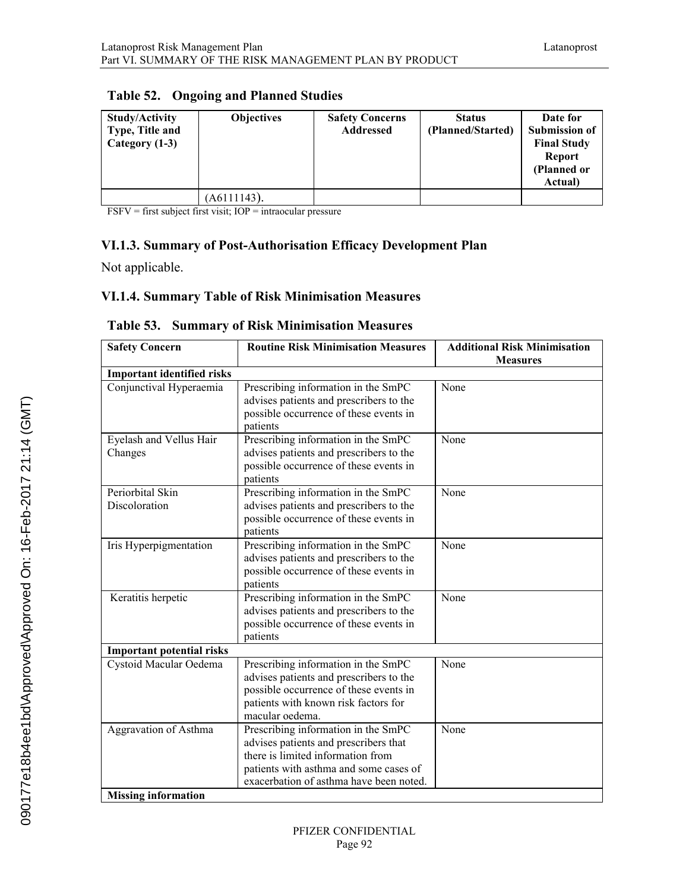**Table 52. Ongoing and Planned Studies**

| Study/Activity Type, Title and Category (1-3) | Objectives | Safety Concerns Addressed | Status (Planned/Started) | Date for Submission of Final Study Report (Planned or Actual) |
|---|---|---|---|---|
| | (A6111143). | | | |

FSFV = first subject first visit; IOP = intraocular pressure

### VI.1.3. Summary of Post-Authorisation Efficacy Development Plan

Not applicable.

### VI.1.4. Summary Table of Risk Minimisation Measures

**Table 53. Summary of Risk Minimisation Measures**

| Safety Concern | Routine Risk Minimisation Measures | Additional Risk Minimisation Measures |
|---|---|---|
| **Important identified risks** | | |
| Conjunctival Hyperaemia | Prescribing information in the SmPC advises patients and prescribers to the possible occurrence of these events in patients | None |
| Eyelash and Vellus Hair Changes | Prescribing information in the SmPC advises patients and prescribers to the possible occurrence of these events in patients | None |
| Periorbital Skin Discoloration | Prescribing information in the SmPC advises patients and prescribers to the possible occurrence of these events in patients | None |
| Iris Hyperpigmentation | Prescribing information in the SmPC advises patients and prescribers to the possible occurrence of these events in patients | None |
| Keratitis herpetic | Prescribing information in the SmPC advises patients and prescribers to the possible occurrence of these events in patients | None |
| **Important potential risks** | | |
| Cystoid Macular Oedema | Prescribing information in the SmPC advises patients and prescribers to the possible occurrence of these events in patients with known risk factors for macular oedema. | None |
| Aggravation of Asthma | Prescribing information in the SmPC advises patients and prescribers that there is limited information from patients with asthma and some cases of exacerbation of asthma have been noted. | None |
| **Missing information** | | |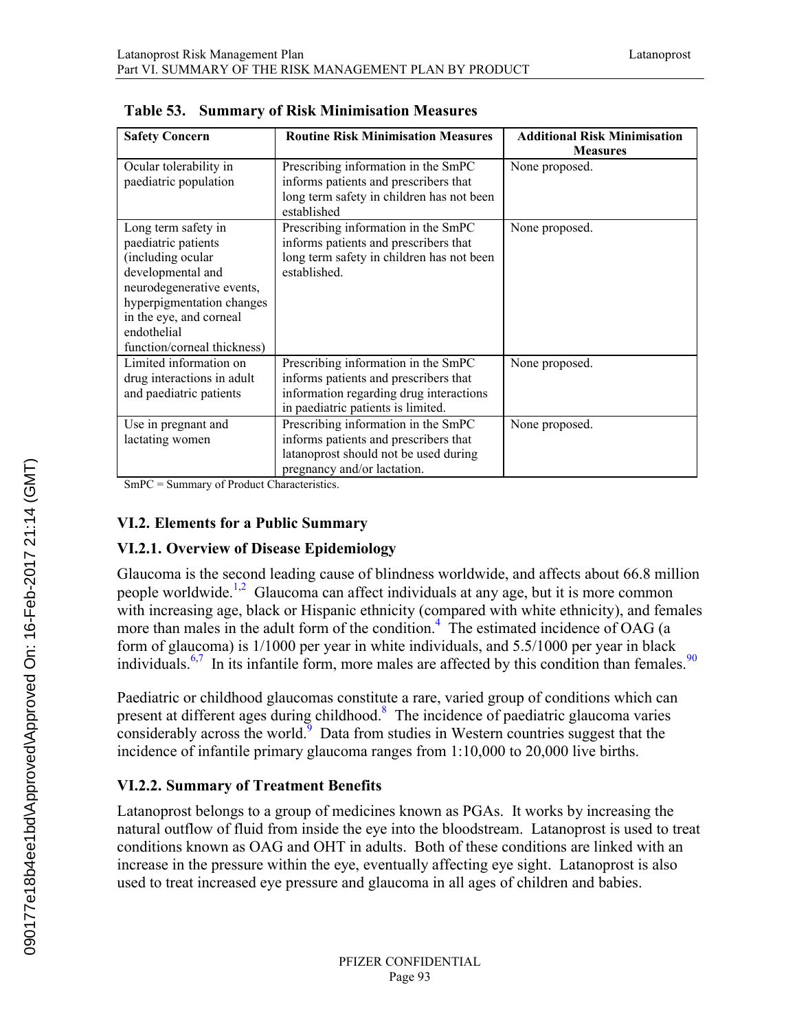**Table 53. Summary of Risk Minimisation Measures**

| Safety Concern | Routine Risk Minimisation Measures | Additional Risk Minimisation Measures |
|---|---|---|
| Ocular tolerability in paediatric population | Prescribing information in the SmPC informs patients and prescribers that long term safety in children has not been established | None proposed. |
| Long term safety in paediatric patients (including ocular developmental and neurodegenerative events, hyperpigmentation changes in the eye, and corneal endothelial function/corneal thickness) | Prescribing information in the SmPC informs patients and prescribers that long term safety in children has not been established. | None proposed. |
| Limited information on drug interactions in adult and paediatric patients | Prescribing information in the SmPC informs patients and prescribers that information regarding drug interactions in paediatric patients is limited. | None proposed. |
| Use in pregnant and lactating women | Prescribing information in the SmPC informs patients and prescribers that latanoprost should not be used during pregnancy and/or lactation. | None proposed. |

SmPC = Summary of Product Characteristics.

## VI.2. Elements for a Public Summary

### VI.2.1. Overview of Disease Epidemiology

Glaucoma is the second leading cause of blindness worldwide, and affects about 66.8 million people worldwide.[1,2] Glaucoma can affect individuals at any age, but it is more common with increasing age, black or Hispanic ethnicity (compared with white ethnicity), and females more than males in the adult form of the condition.[4] The estimated incidence of OAG (a form of glaucoma) is 1/1000 per year in white individuals, and 5.5/1000 per year in black individuals.[6,7] In its infantile form, more males are affected by this condition than females.[90]

Paediatric or childhood glaucomas constitute a rare, varied group of conditions which can present at different ages during childhood.[8] The incidence of paediatric glaucoma varies considerably across the world.[9] Data from studies in Western countries suggest that the incidence of infantile primary glaucoma ranges from 1:10,000 to 20,000 live births.

### VI.2.2. Summary of Treatment Benefits

Latanoprost belongs to a group of medicines known as PGAs. It works by increasing the natural outflow of fluid from inside the eye into the bloodstream. Latanoprost is used to treat conditions known as OAG and OHT in adults. Both of these conditions are linked with an increase in the pressure within the eye, eventually affecting eye sight. Latanoprost is also used to treat increased eye pressure and glaucoma in all ages of children and babies.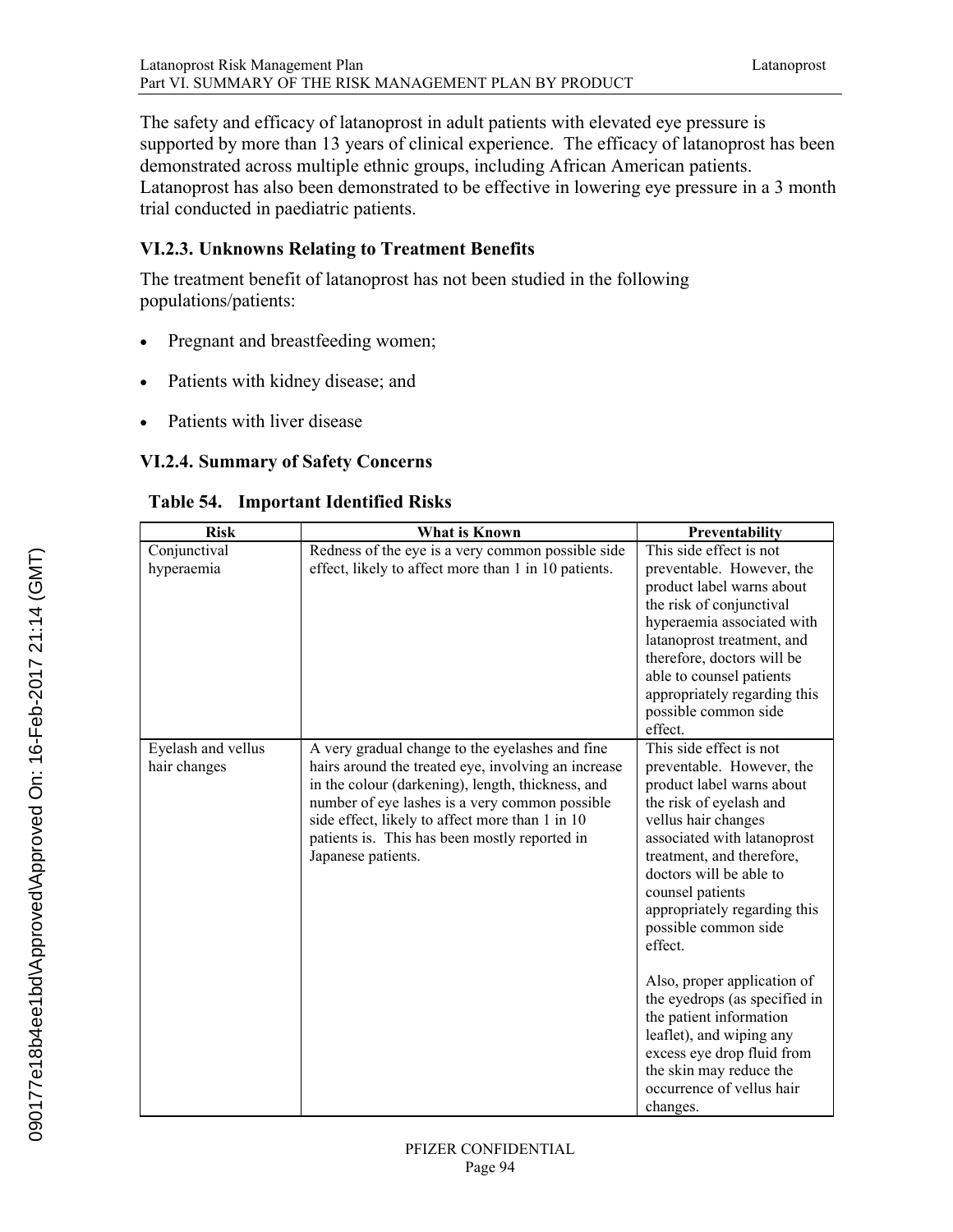The safety and efficacy of latanoprost in adult patients with elevated eye pressure is supported by more than 13 years of clinical experience. The efficacy of latanoprost has been demonstrated across multiple ethnic groups, including African American patients. Latanoprost has also been demonstrated to be effective in lowering eye pressure in a 3 month trial conducted in paediatric patients.

### VI.2.3. Unknowns Relating to Treatment Benefits

The treatment benefit of latanoprost has not been studied in the following populations/patients:

- Pregnant and breastfeeding women;
- Patients with kidney disease; and
- Patients with liver disease

### VI.2.4. Summary of Safety Concerns

**Table 54. Important Identified Risks**

| Risk | What is Known | Preventability |
|---|---|---|
| Conjunctival hyperaemia | Redness of the eye is a very common possible side effect, likely to affect more than 1 in 10 patients. | This side effect is not preventable. However, the product label warns about the risk of conjunctival hyperaemia associated with latanoprost treatment, and therefore, doctors will be able to counsel patients appropriately regarding this possible common side effect. |
| Eyelash and vellus hair changes | A very gradual change to the eyelashes and fine hairs around the treated eye, involving an increase in the colour (darkening), length, thickness, and number of eye lashes is a very common possible side effect, likely to affect more than 1 in 10 patients is. This has been mostly reported in Japanese patients. | This side effect is not preventable. However, the product label warns about the risk of eyelash and vellus hair changes associated with latanoprost treatment, and therefore, doctors will be able to counsel patients appropriately regarding this possible common side effect.<br><br>Also, proper application of the eyedrops (as specified in the patient information leaflet), and wiping any excess eye drop fluid from the skin may reduce the occurrence of vellus hair changes. |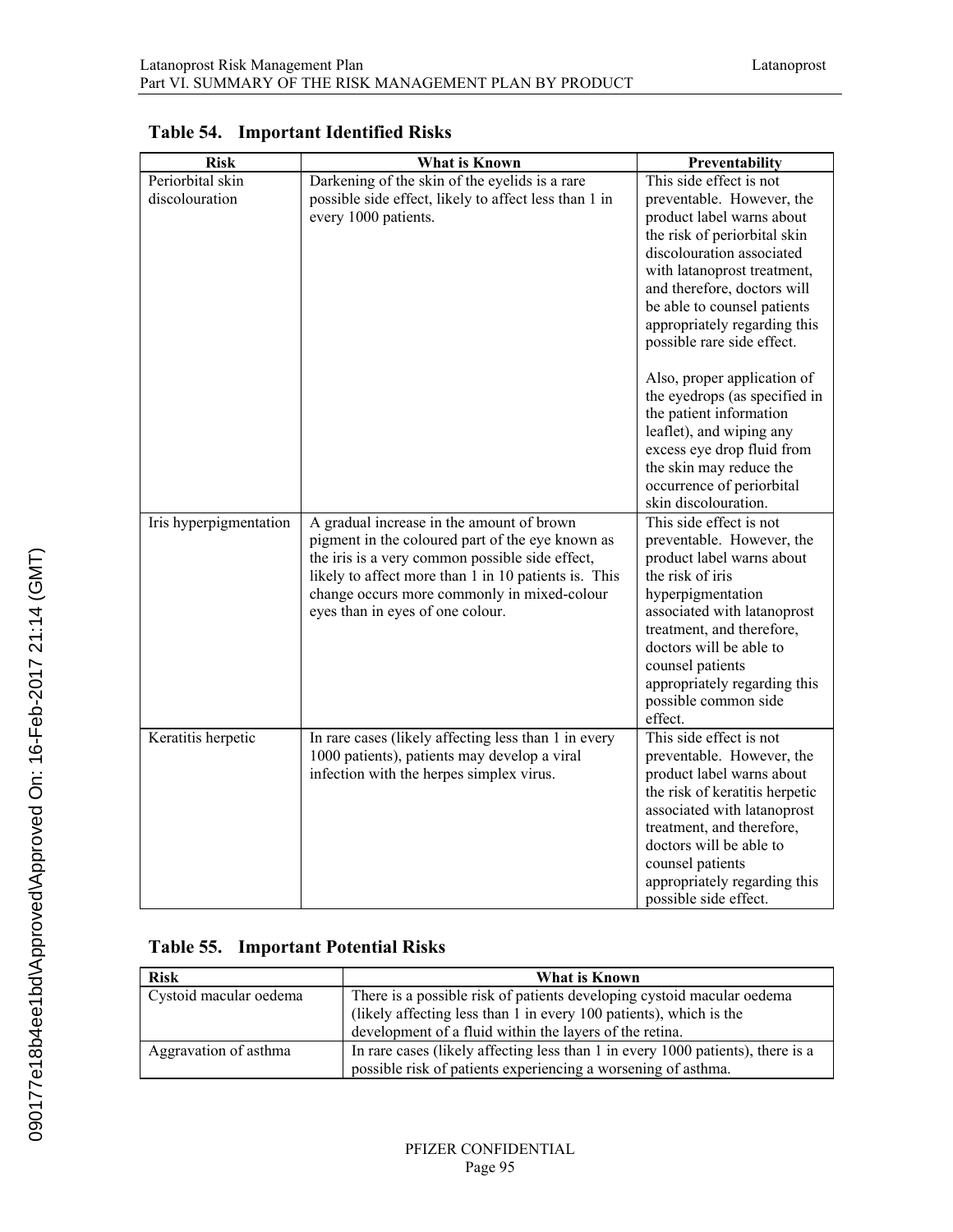### Table 54. Important Identified Risks

| Risk | What is Known | Preventability |
|---|---|---|
| Periorbital skin discolouration | Darkening of the skin of the eyelids is a rare possible side effect, likely to affect less than 1 in every 1000 patients. | This side effect is not preventable. However, the product label warns about the risk of periorbital skin discolouration associated with latanoprost treatment, and therefore, doctors will be able to counsel patients appropriately regarding this possible rare side effect.<br><br>Also, proper application of the eyedrops (as specified in the patient information leaflet), and wiping any excess eye drop fluid from the skin may reduce the occurrence of periorbital skin discolouration. |
| Iris hyperpigmentation | A gradual increase in the amount of brown pigment in the coloured part of the eye known as the iris is a very common possible side effect, likely to affect more than 1 in 10 patients is. This change occurs more commonly in mixed-colour eyes than in eyes of one colour. | This side effect is not preventable. However, the product label warns about the risk of iris hyperpigmentation associated with latanoprost treatment, and therefore, doctors will be able to counsel patients appropriately regarding this possible common side effect. |
| Keratitis herpetic | In rare cases (likely affecting less than 1 in every 1000 patients), patients may develop a viral infection with the herpes simplex virus. | This side effect is not preventable. However, the product label warns about the risk of keratitis herpetic associated with latanoprost treatment, and therefore, doctors will be able to counsel patients appropriately regarding this possible side effect. |

### Table 55. Important Potential Risks

| Risk | What is Known |
|---|---|
| Cystoid macular oedema | There is a possible risk of patients developing cystoid macular oedema (likely affecting less than 1 in every 100 patients), which is the development of a fluid within the layers of the retina. |
| Aggravation of asthma | In rare cases (likely affecting less than 1 in every 1000 patients), there is a possible risk of patients experiencing a worsening of asthma. |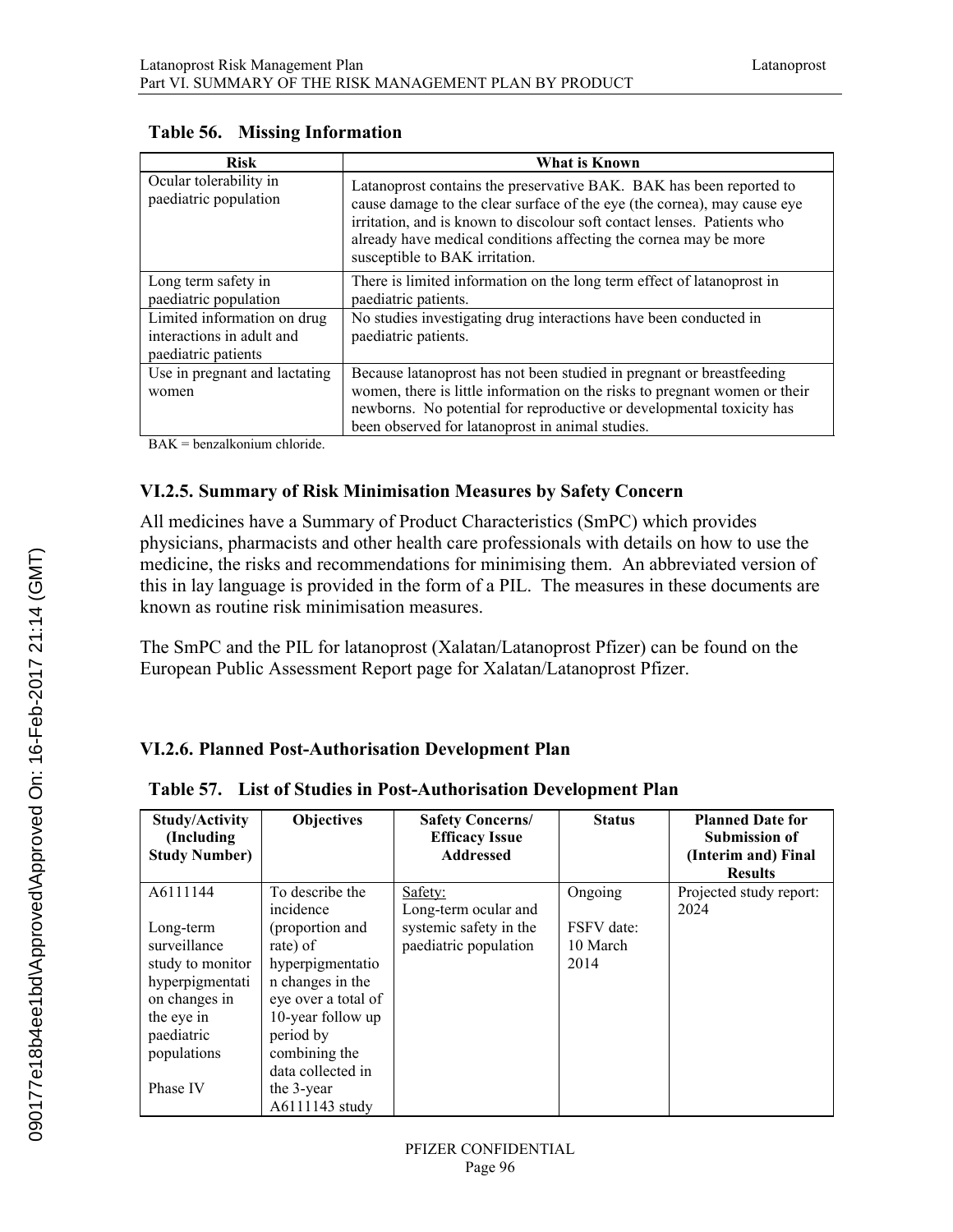**Table 56. Missing Information**

| Risk | What is Known |
|---|---|
| Ocular tolerability in paediatric population | Latanoprost contains the preservative BAK. BAK has been reported to cause damage to the clear surface of the eye (the cornea), may cause eye irritation, and is known to discolour soft contact lenses. Patients who already have medical conditions affecting the cornea may be more susceptible to BAK irritation. |
| Long term safety in paediatric population | There is limited information on the long term effect of latanoprost in paediatric patients. |
| Limited information on drug interactions in adult and paediatric patients | No studies investigating drug interactions have been conducted in paediatric patients. |
| Use in pregnant and lactating women | Because latanoprost has not been studied in pregnant or breastfeeding women, there is little information on the risks to pregnant women or their newborns. No potential for reproductive or developmental toxicity has been observed for latanoprost in animal studies. |

BAK = benzalkonium chloride.

### VI.2.5. Summary of Risk Minimisation Measures by Safety Concern

All medicines have a Summary of Product Characteristics (SmPC) which provides physicians, pharmacists and other health care professionals with details on how to use the medicine, the risks and recommendations for minimising them. An abbreviated version of this in lay language is provided in the form of a PIL. The measures in these documents are known as routine risk minimisation measures.

The SmPC and the PIL for latanoprost (Xalatan/Latanoprost Pfizer) can be found on the European Public Assessment Report page for Xalatan/Latanoprost Pfizer.

### VI.2.6. Planned Post-Authorisation Development Plan

**Table 57. List of Studies in Post-Authorisation Development Plan**

| Study/Activity (Including Study Number) | Objectives | Safety Concerns/ Efficacy Issue Addressed | Status | Planned Date for Submission of (Interim and) Final Results |
|---|---|---|---|---|
| A6111144<br><br>Long-term surveillance study to monitor hyperpigmentation changes in the eye in paediatric populations<br><br>Phase IV | To describe the incidence (proportion and rate) of hyperpigmentation changes in the eye over a total of 10-year follow up period by combining the data collected in the 3-year A6111143 study | Safety:<br>Long-term ocular and systemic safety in the paediatric population | Ongoing<br><br>FSFV date: 10 March 2014 | Projected study report: 2024 |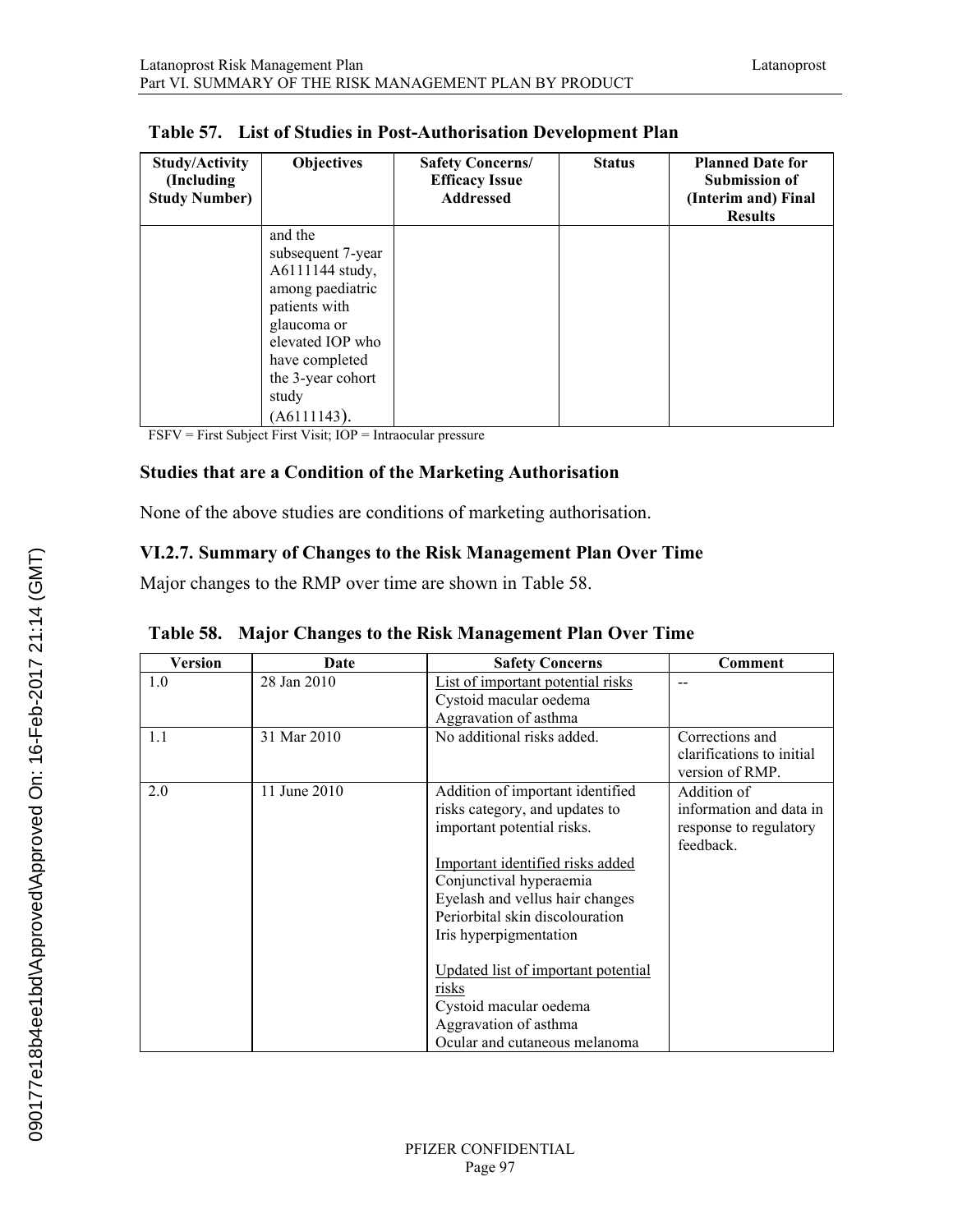**Table 57. List of Studies in Post-Authorisation Development Plan**

| Study/Activity (Including Study Number) | Objectives | Safety Concerns/ Efficacy Issue Addressed | Status | Planned Date for Submission of (Interim and) Final Results |
|---|---|---|---|---|
| | and the subsequent 7-year A6111144 study, among paediatric patients with glaucoma or elevated IOP who have completed the 3-year cohort study (A6111143). | | | |

FSFV = First Subject First Visit; IOP = Intraocular pressure

### Studies that are a Condition of the Marketing Authorisation

None of the above studies are conditions of marketing authorisation.

### VI.2.7. Summary of Changes to the Risk Management Plan Over Time

Major changes to the RMP over time are shown in Table 58.

**Table 58. Major Changes to the Risk Management Plan Over Time**

| Version | Date | Safety Concerns | Comment |
|---|---|---|---|
| 1.0 | 28 Jan 2010 | List of important potential risks<br>Cystoid macular oedema<br>Aggravation of asthma | -- |
| 1.1 | 31 Mar 2010 | No additional risks added. | Corrections and clarifications to initial version of RMP. |
| 2.0 | 11 June 2010 | Addition of important identified risks category, and updates to important potential risks.<br><br>Important identified risks added<br>Conjunctival hyperaemia<br>Eyelash and vellus hair changes<br>Periorbital skin discolouration<br>Iris hyperpigmentation<br><br>Updated list of important potential risks<br>Cystoid macular oedema<br>Aggravation of asthma<br>Ocular and cutaneous melanoma | Addition of information and data in response to regulatory feedback. |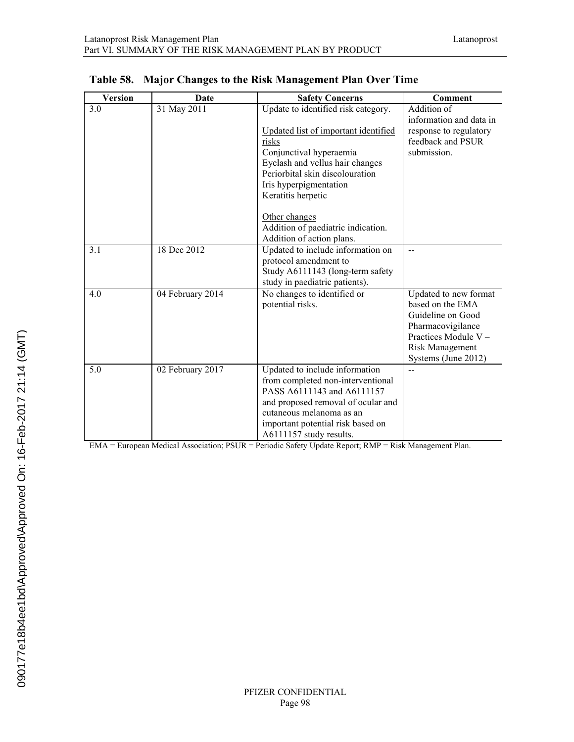**Table 58. Major Changes to the Risk Management Plan Over Time**

| Version | Date | Safety Concerns | Comment |
|---|---|---|---|
| 3.0 | 31 May 2011 | Update to identified risk category.<br><br>Updated list of important identified risks<br>Conjunctival hyperaemia<br>Eyelash and vellus hair changes<br>Periorbital skin discolouration<br>Iris hyperpigmentation<br>Keratitis herpetic<br><br>Other changes<br>Addition of paediatric indication.<br>Addition of action plans. | Addition of information and data in response to regulatory feedback and PSUR submission. |
| 3.1 | 18 Dec 2012 | Updated to include information on protocol amendment to Study A6111143 (long-term safety study in paediatric patients). | -- |
| 4.0 | 04 February 2014 | No changes to identified or potential risks. | Updated to new format based on the EMA Guideline on Good Pharmacovigilance Practices Module V – Risk Management Systems (June 2012) |
| 5.0 | 02 February 2017 | Updated to include information from completed non-interventional PASS A6111143 and A6111157 and proposed removal of ocular and cutaneous melanoma as an important potential risk based on A6111157 study results. | -- |

EMA = European Medical Association; PSUR = Periodic Safety Update Report; RMP = Risk Management Plan.